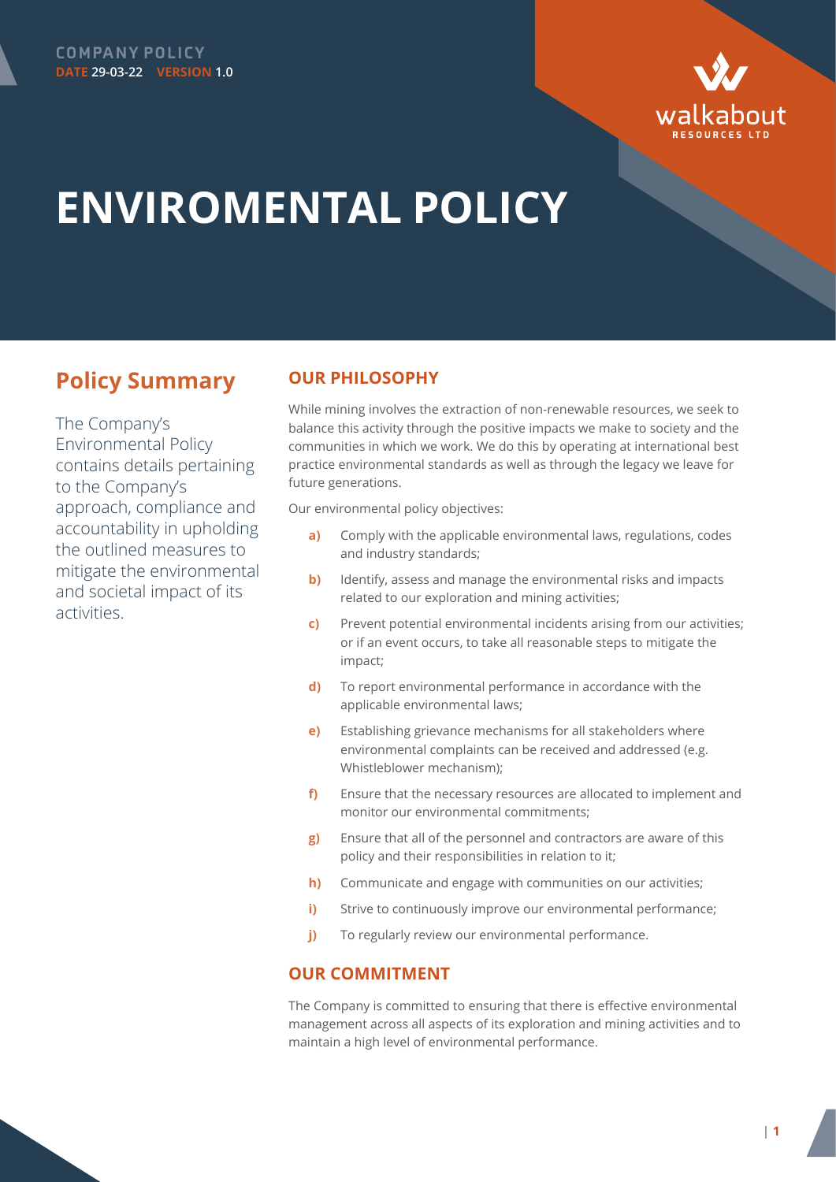COMPANY POLICY
**DATE** 29-03-22 **VERSION** 1.0

walkabout RESOURCES LTD

# ENVIROMENTAL POLICY

## Policy Summary

The Company's Environmental Policy contains details pertaining to the Company's approach, compliance and accountability in upholding the outlined measures to mitigate the environmental and societal impact of its activities.

### OUR PHILOSOPHY

While mining involves the extraction of non-renewable resources, we seek to balance this activity through the positive impacts we make to society and the communities in which we work. We do this by operating at international best practice environmental standards as well as through the legacy we leave for future generations.

Our environmental policy objectives:

- **a)** Comply with the applicable environmental laws, regulations, codes and industry standards;
- **b)** Identify, assess and manage the environmental risks and impacts related to our exploration and mining activities;
- **c)** Prevent potential environmental incidents arising from our activities; or if an event occurs, to take all reasonable steps to mitigate the impact;
- **d)** To report environmental performance in accordance with the applicable environmental laws;
- **e)** Establishing grievance mechanisms for all stakeholders where environmental complaints can be received and addressed (e.g. Whistleblower mechanism);
- **f)** Ensure that the necessary resources are allocated to implement and monitor our environmental commitments;
- **g)** Ensure that all of the personnel and contractors are aware of this policy and their responsibilities in relation to it;
- **h)** Communicate and engage with communities on our activities;
- **i)** Strive to continuously improve our environmental performance;
- **j)** To regularly review our environmental performance.

### OUR COMMITMENT

The Company is committed to ensuring that there is effective environmental management across all aspects of its exploration and mining activities and to maintain a high level of environmental performance.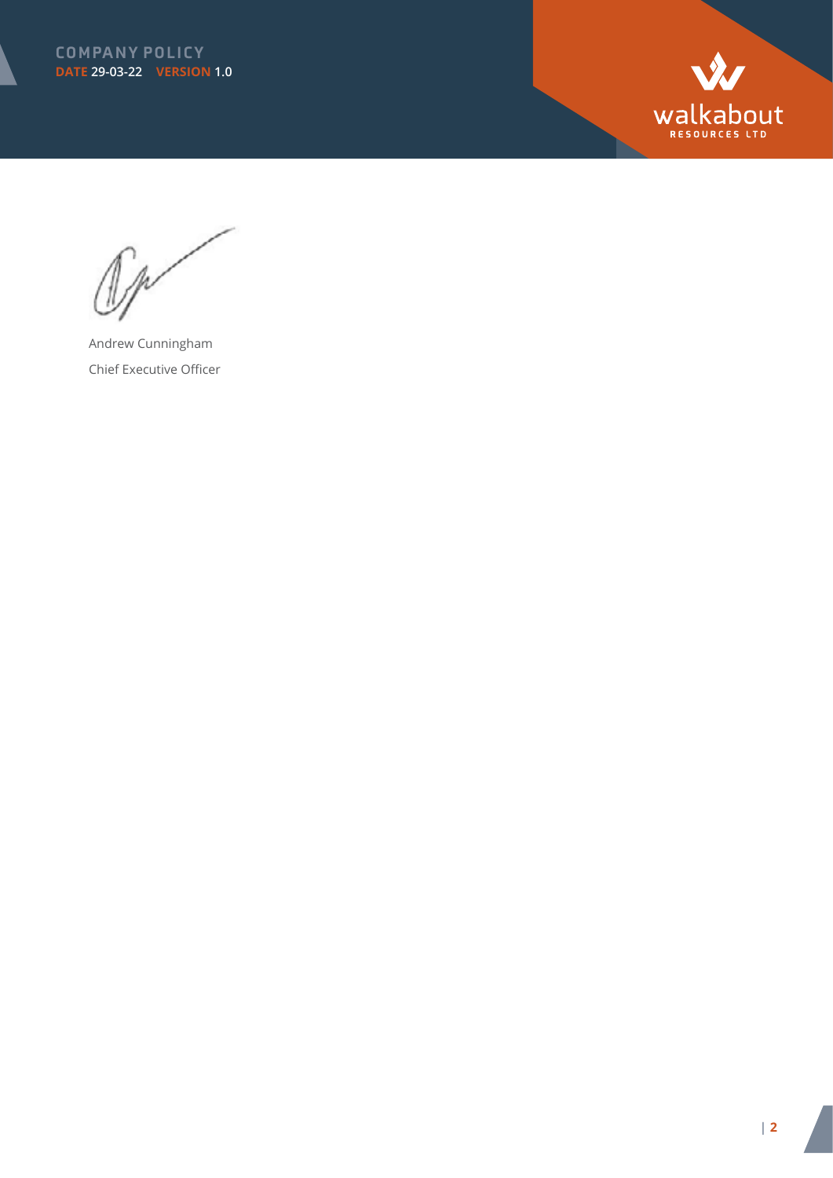Andrew Cunningham

Chief Executive Officer